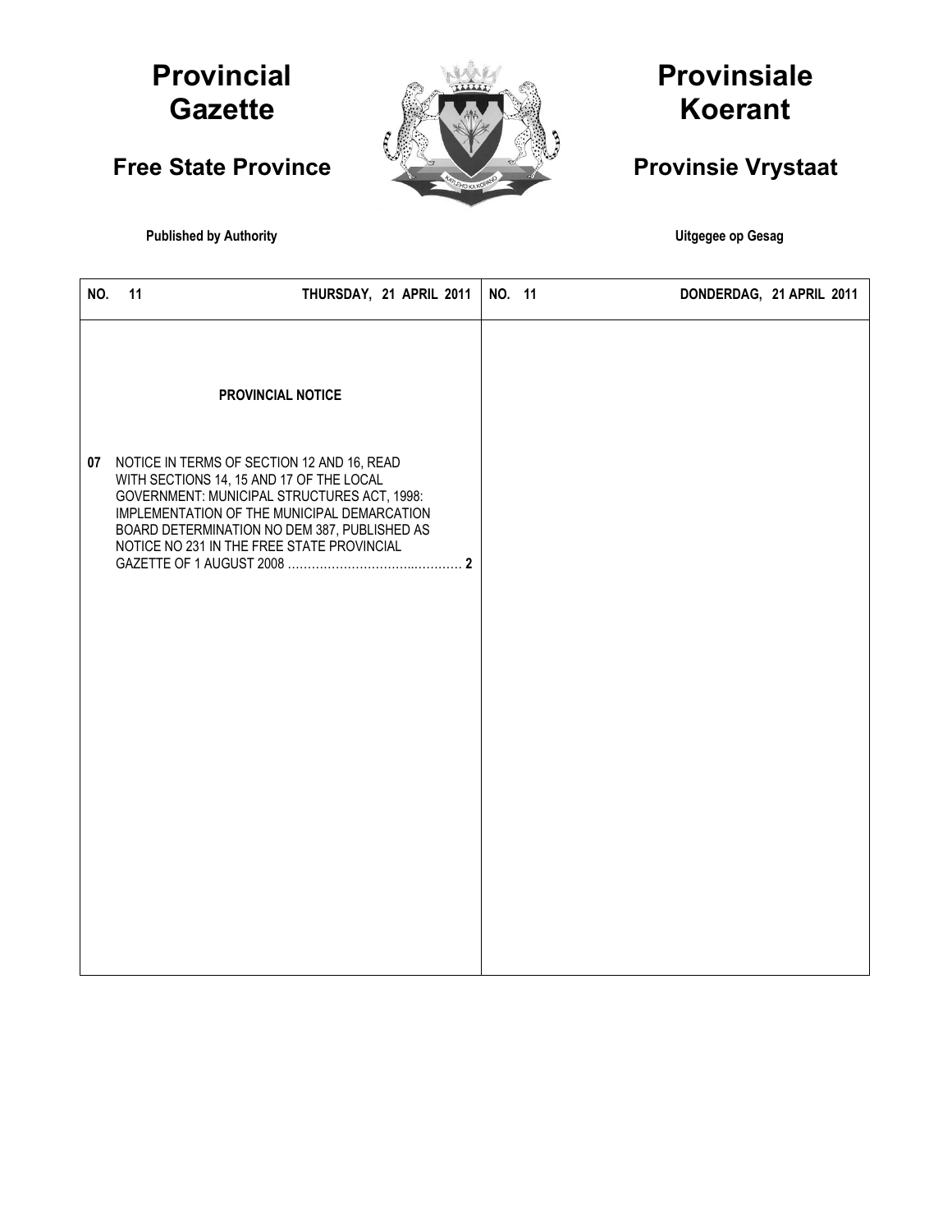# Provincial Gazette

## Free State Province

**Published by Authority**

# Provinsiale Koerant

## Provinsie Vrystaat

**Uitgegee op Gesag**

| NO. 11 | THURSDAY, 21 APRIL 2011 | NO. 11 | DONDERDAG, 21 APRIL 2011 |
|---|---|---|---|

**PROVINCIAL NOTICE**

**07** NOTICE IN TERMS OF SECTION 12 AND 16, READ WITH SECTIONS 14, 15 AND 17 OF THE LOCAL GOVERNMENT: MUNICIPAL STRUCTURES ACT, 1998: IMPLEMENTATION OF THE MUNICIPAL DEMARCATION BOARD DETERMINATION NO DEM 387, PUBLISHED AS NOTICE NO 231 IN THE FREE STATE PROVINCIAL GAZETTE OF 1 AUGUST 2008 …………………………...………… **2**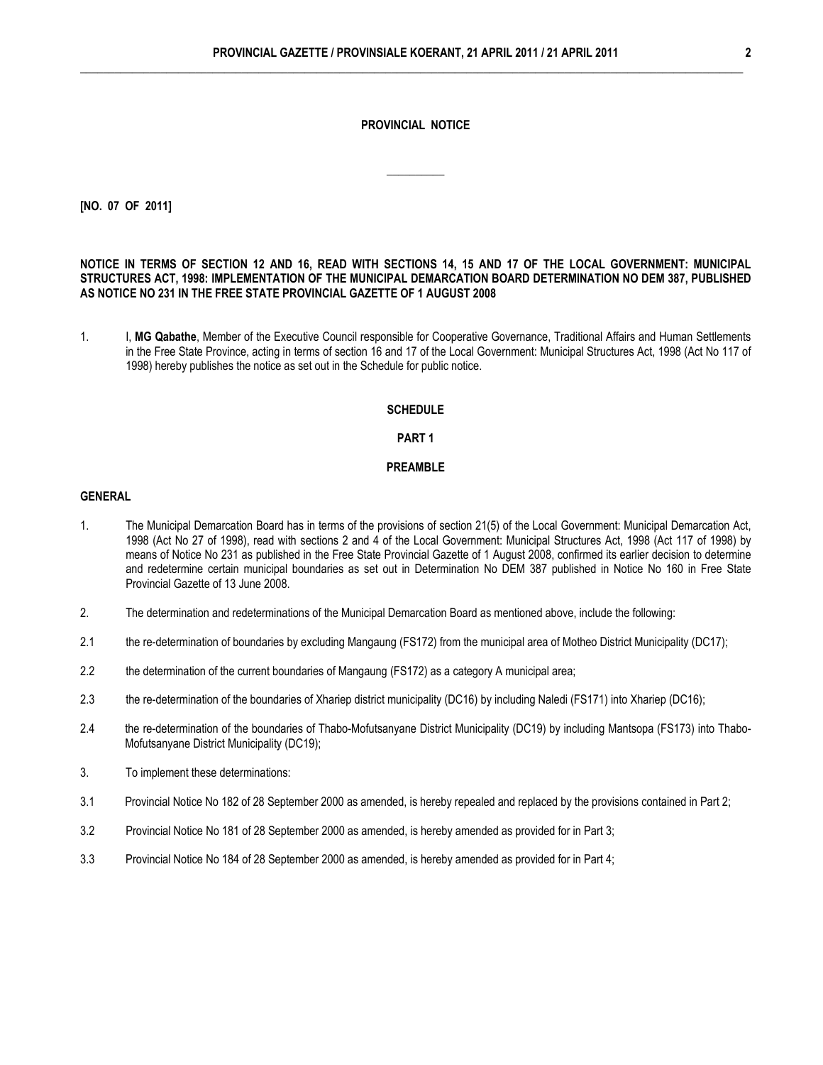**PROVINCIAL NOTICE**

**[NO. 07 OF 2011]**

**NOTICE IN TERMS OF SECTION 12 AND 16, READ WITH SECTIONS 14, 15 AND 17 OF THE LOCAL GOVERNMENT: MUNICIPAL STRUCTURES ACT, 1998: IMPLEMENTATION OF THE MUNICIPAL DEMARCATION BOARD DETERMINATION NO DEM 387, PUBLISHED AS NOTICE NO 231 IN THE FREE STATE PROVINCIAL GAZETTE OF 1 AUGUST 2008**

1. I, **MG Qabathe**, Member of the Executive Council responsible for Cooperative Governance, Traditional Affairs and Human Settlements in the Free State Province, acting in terms of section 16 and 17 of the Local Government: Municipal Structures Act, 1998 (Act No 117 of 1998) hereby publishes the notice as set out in the Schedule for public notice.

**SCHEDULE**

**PART 1**

**PREAMBLE**

**GENERAL**

1. The Municipal Demarcation Board has in terms of the provisions of section 21(5) of the Local Government: Municipal Demarcation Act, 1998 (Act No 27 of 1998), read with sections 2 and 4 of the Local Government: Municipal Structures Act, 1998 (Act 117 of 1998) by means of Notice No 231 as published in the Free State Provincial Gazette of 1 August 2008, confirmed its earlier decision to determine and redetermine certain municipal boundaries as set out in Determination No DEM 387 published in Notice No 160 in Free State Provincial Gazette of 13 June 2008.

2. The determination and redeterminations of the Municipal Demarcation Board as mentioned above, include the following:

2.1 the re-determination of boundaries by excluding Mangaung (FS172) from the municipal area of Motheo District Municipality (DC17);

2.2 the determination of the current boundaries of Mangaung (FS172) as a category A municipal area;

2.3 the re-determination of the boundaries of Xhariep district municipality (DC16) by including Naledi (FS171) into Xhariep (DC16);

2.4 the re-determination of the boundaries of Thabo-Mofutsanyane District Municipality (DC19) by including Mantsopa (FS173) into Thabo-Mofutsanyane District Municipality (DC19);

3. To implement these determinations:

3.1 Provincial Notice No 182 of 28 September 2000 as amended, is hereby repealed and replaced by the provisions contained in Part 2;

3.2 Provincial Notice No 181 of 28 September 2000 as amended, is hereby amended as provided for in Part 3;

3.3 Provincial Notice No 184 of 28 September 2000 as amended, is hereby amended as provided for in Part 4;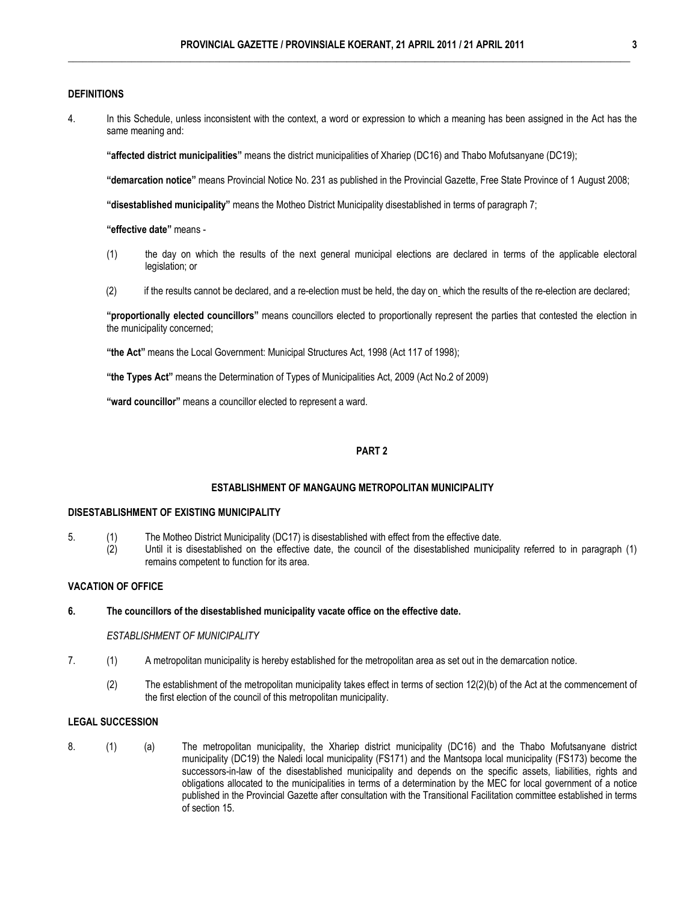**DEFINITIONS**

4. In this Schedule, unless inconsistent with the context, a word or expression to which a meaning has been assigned in the Act has the same meaning and:

**"affected district municipalities"** means the district municipalities of Xhariep (DC16) and Thabo Mofutsanyane (DC19);

**"demarcation notice"** means Provincial Notice No. 231 as published in the Provincial Gazette, Free State Province of 1 August 2008;

**"disestablished municipality"** means the Motheo District Municipality disestablished in terms of paragraph 7;

**"effective date"** means -

(1) the day on which the results of the next general municipal elections are declared in terms of the applicable electoral legislation; or

(2) if the results cannot be declared, and a re-election must be held, the day on which the results of the re-election are declared;

**"proportionally elected councillors"** means councillors elected to proportionally represent the parties that contested the election in the municipality concerned;

**"the Act"** means the Local Government: Municipal Structures Act, 1998 (Act 117 of 1998);

**"the Types Act"** means the Determination of Types of Municipalities Act, 2009 (Act No.2 of 2009)

**"ward councillor"** means a councillor elected to represent a ward.

## PART 2

## ESTABLISHMENT OF MANGAUNG METROPOLITAN MUNICIPALITY

**DISESTABLISHMENT OF EXISTING MUNICIPALITY**

5. (1) The Motheo District Municipality (DC17) is disestablished with effect from the effective date.
   (2) Until it is disestablished on the effective date, the council of the disestablished municipality referred to in paragraph (1) remains competent to function for its area.

**VACATION OF OFFICE**

**6. The councillors of the disestablished municipality vacate office on the effective date.**

*ESTABLISHMENT OF MUNICIPALITY*

7. (1) A metropolitan municipality is hereby established for the metropolitan area as set out in the demarcation notice.

   (2) The establishment of the metropolitan municipality takes effect in terms of section 12(2)(b) of the Act at the commencement of the first election of the council of this metropolitan municipality.

**LEGAL SUCCESSION**

8. (1) (a) The metropolitan municipality, the Xhariep district municipality (DC16) and the Thabo Mofutsanyane district municipality (DC19) the Naledi local municipality (FS171) and the Mantsopa local municipality (FS173) become the successors-in-law of the disestablished municipality and depends on the specific assets, liabilities, rights and obligations allocated to the municipalities in terms of a determination by the MEC for local government of a notice published in the Provincial Gazette after consultation with the Transitional Facilitation committee established in terms of section 15.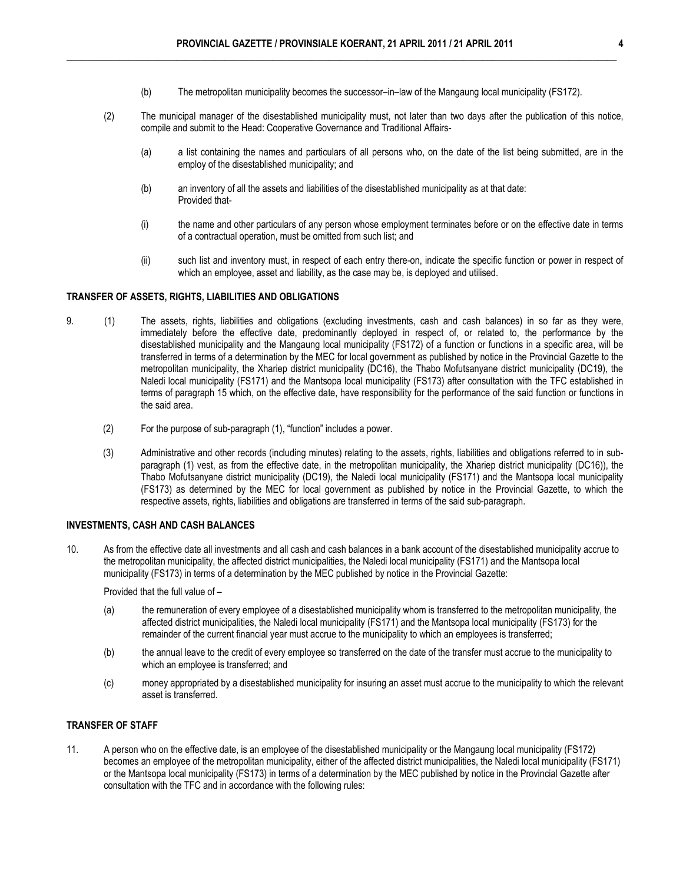(b) The metropolitan municipality becomes the successor–in–law of the Mangaung local municipality (FS172).

(2) The municipal manager of the disestablished municipality must, not later than two days after the publication of this notice, compile and submit to the Head: Cooperative Governance and Traditional Affairs-

(a) a list containing the names and particulars of all persons who, on the date of the list being submitted, are in the employ of the disestablished municipality; and

(b) an inventory of all the assets and liabilities of the disestablished municipality as at that date:
Provided that-

(i) the name and other particulars of any person whose employment terminates before or on the effective date in terms of a contractual operation, must be omitted from such list; and

(ii) such list and inventory must, in respect of each entry there-on, indicate the specific function or power in respect of which an employee, asset and liability, as the case may be, is deployed and utilised.

**TRANSFER OF ASSETS, RIGHTS, LIABILITIES AND OBLIGATIONS**

9. (1) The assets, rights, liabilities and obligations (excluding investments, cash and cash balances) in so far as they were, immediately before the effective date, predominantly deployed in respect of, or related to, the performance by the disestablished municipality and the Mangaung local municipality (FS172) of a function or functions in a specific area, will be transferred in terms of a determination by the MEC for local government as published by notice in the Provincial Gazette to the metropolitan municipality, the Xhariep district municipality (DC16), the Thabo Mofutsanyane district municipality (DC19), the Naledi local municipality (FS171) and the Mantsopa local municipality (FS173) after consultation with the TFC established in terms of paragraph 15 which, on the effective date, have responsibility for the performance of the said function or functions in the said area.

(2) For the purpose of sub-paragraph (1), "function" includes a power.

(3) Administrative and other records (including minutes) relating to the assets, rights, liabilities and obligations referred to in sub-paragraph (1) vest, as from the effective date, in the metropolitan municipality, the Xhariep district municipality (DC16)), the Thabo Mofutsanyane district municipality (DC19), the Naledi local municipality (FS171) and the Mantsopa local municipality (FS173) as determined by the MEC for local government as published by notice in the Provincial Gazette, to which the respective assets, rights, liabilities and obligations are transferred in terms of the said sub-paragraph.

**INVESTMENTS, CASH AND CASH BALANCES**

10. As from the effective date all investments and all cash and cash balances in a bank account of the disestablished municipality accrue to the metropolitan municipality, the affected district municipalities, the Naledi local municipality (FS171) and the Mantsopa local municipality (FS173) in terms of a determination by the MEC published by notice in the Provincial Gazette:

Provided that the full value of –

(a) the remuneration of every employee of a disestablished municipality whom is transferred to the metropolitan municipality, the affected district municipalities, the Naledi local municipality (FS171) and the Mantsopa local municipality (FS173) for the remainder of the current financial year must accrue to the municipality to which an employees is transferred;

(b) the annual leave to the credit of every employee so transferred on the date of the transfer must accrue to the municipality to which an employee is transferred; and

(c) money appropriated by a disestablished municipality for insuring an asset must accrue to the municipality to which the relevant asset is transferred.

**TRANSFER OF STAFF**

11. A person who on the effective date, is an employee of the disestablished municipality or the Mangaung local municipality (FS172) becomes an employee of the metropolitan municipality, either of the affected district municipalities, the Naledi local municipality (FS171) or the Mantsopa local municipality (FS173) in terms of a determination by the MEC published by notice in the Provincial Gazette after consultation with the TFC and in accordance with the following rules: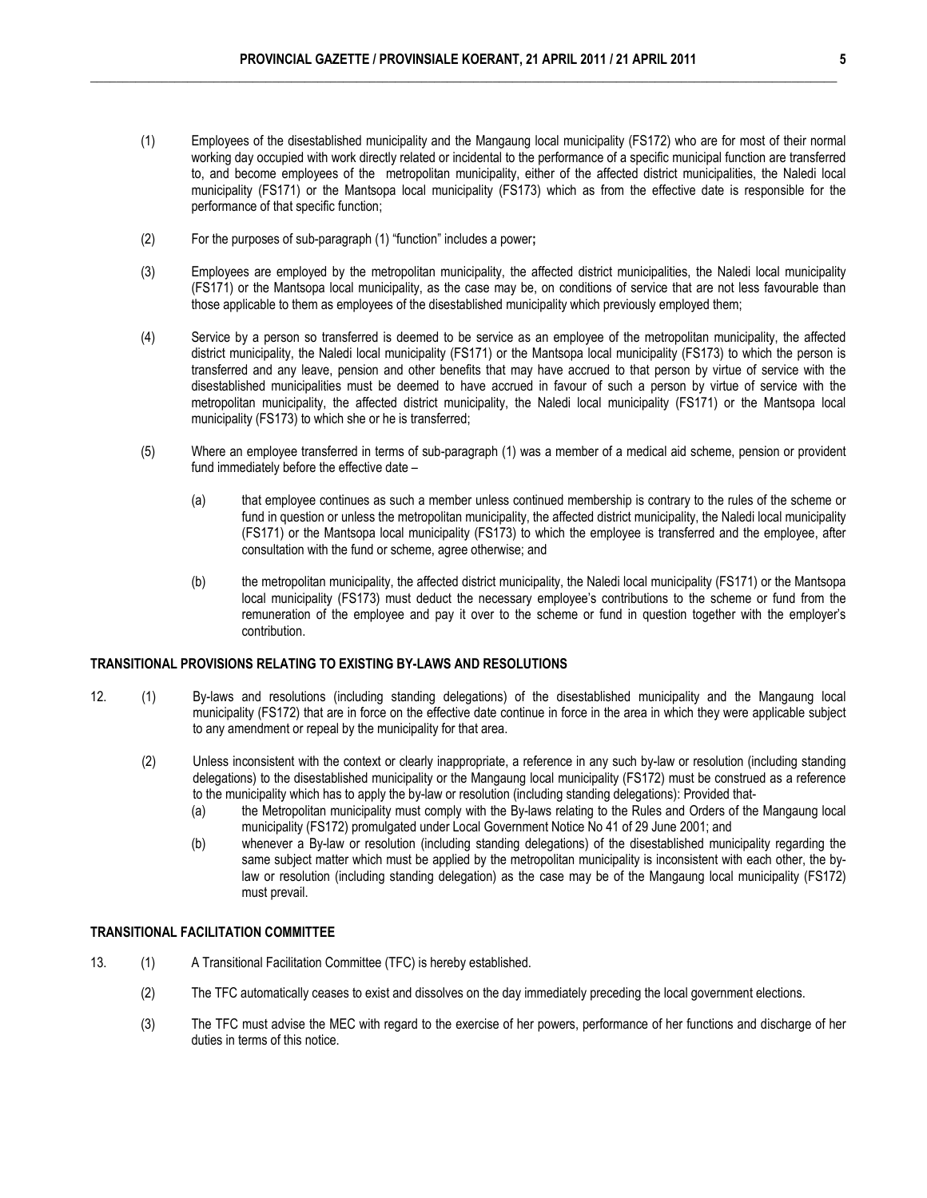(1) Employees of the disestablished municipality and the Mangaung local municipality (FS172) who are for most of their normal working day occupied with work directly related or incidental to the performance of a specific municipal function are transferred to, and become employees of the metropolitan municipality, either of the affected district municipalities, the Naledi local municipality (FS171) or the Mantsopa local municipality (FS173) which as from the effective date is responsible for the performance of that specific function;

(2) For the purposes of sub-paragraph (1) "function" includes a power**;**

(3) Employees are employed by the metropolitan municipality, the affected district municipalities, the Naledi local municipality (FS171) or the Mantsopa local municipality, as the case may be, on conditions of service that are not less favourable than those applicable to them as employees of the disestablished municipality which previously employed them;

(4) Service by a person so transferred is deemed to be service as an employee of the metropolitan municipality, the affected district municipality, the Naledi local municipality (FS171) or the Mantsopa local municipality (FS173) to which the person is transferred and any leave, pension and other benefits that may have accrued to that person by virtue of service with the disestablished municipalities must be deemed to have accrued in favour of such a person by virtue of service with the metropolitan municipality, the affected district municipality, the Naledi local municipality (FS171) or the Mantsopa local municipality (FS173) to which she or he is transferred;

(5) Where an employee transferred in terms of sub-paragraph (1) was a member of a medical aid scheme, pension or provident fund immediately before the effective date –

(a) that employee continues as such a member unless continued membership is contrary to the rules of the scheme or fund in question or unless the metropolitan municipality, the affected district municipality, the Naledi local municipality (FS171) or the Mantsopa local municipality (FS173) to which the employee is transferred and the employee, after consultation with the fund or scheme, agree otherwise; and

(b) the metropolitan municipality, the affected district municipality, the Naledi local municipality (FS171) or the Mantsopa local municipality (FS173) must deduct the necessary employee's contributions to the scheme or fund from the remuneration of the employee and pay it over to the scheme or fund in question together with the employer's contribution.

**TRANSITIONAL PROVISIONS RELATING TO EXISTING BY-LAWS AND RESOLUTIONS**

12. (1) By-laws and resolutions (including standing delegations) of the disestablished municipality and the Mangaung local municipality (FS172) that are in force on the effective date continue in force in the area in which they were applicable subject to any amendment or repeal by the municipality for that area.

(2) Unless inconsistent with the context or clearly inappropriate, a reference in any such by-law or resolution (including standing delegations) to the disestablished municipality or the Mangaung local municipality (FS172) must be construed as a reference to the municipality which has to apply the by-law or resolution (including standing delegations): Provided that-

(a) the Metropolitan municipality must comply with the By-laws relating to the Rules and Orders of the Mangaung local municipality (FS172) promulgated under Local Government Notice No 41 of 29 June 2001; and

(b) whenever a By-law or resolution (including standing delegations) of the disestablished municipality regarding the same subject matter which must be applied by the metropolitan municipality is inconsistent with each other, the by-law or resolution (including standing delegation) as the case may be of the Mangaung local municipality (FS172) must prevail.

**TRANSITIONAL FACILITATION COMMITTEE**

13. (1) A Transitional Facilitation Committee (TFC) is hereby established.

(2) The TFC automatically ceases to exist and dissolves on the day immediately preceding the local government elections.

(3) The TFC must advise the MEC with regard to the exercise of her powers, performance of her functions and discharge of her duties in terms of this notice.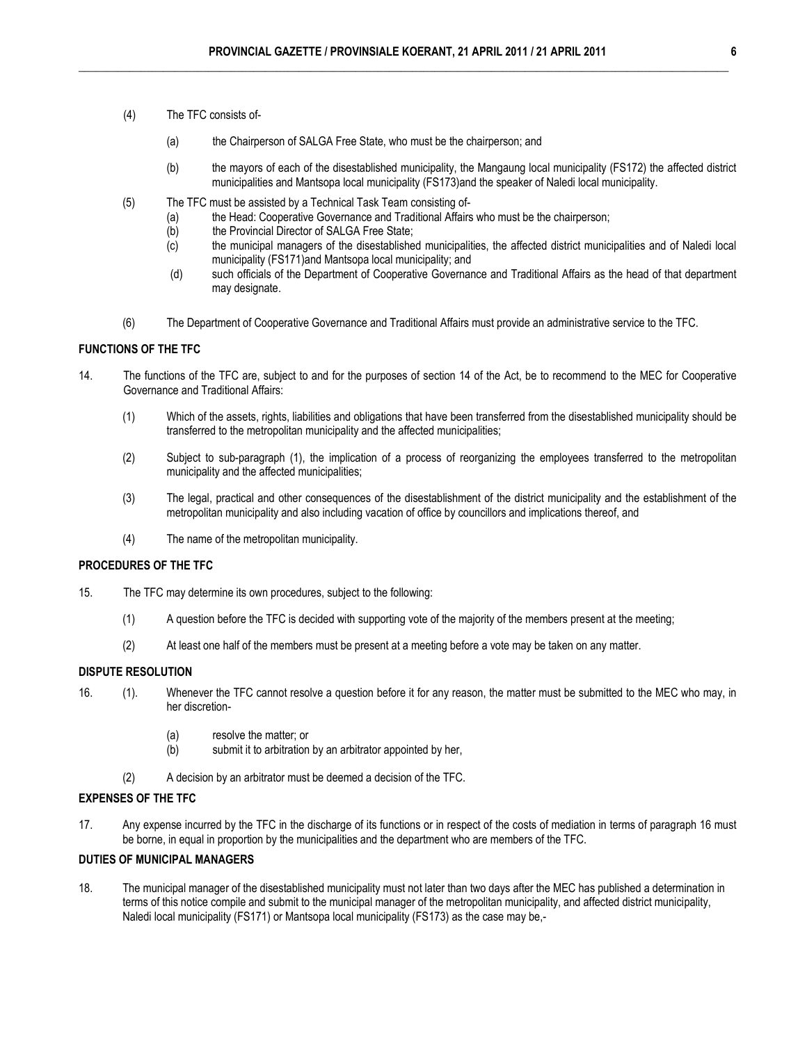(4) The TFC consists of-

(a) the Chairperson of SALGA Free State, who must be the chairperson; and

(b) the mayors of each of the disestablished municipality, the Mangaung local municipality (FS172) the affected district municipalities and Mantsopa local municipality (FS173)and the speaker of Naledi local municipality.

(5) The TFC must be assisted by a Technical Task Team consisting of-

(a) the Head: Cooperative Governance and Traditional Affairs who must be the chairperson;

(b) the Provincial Director of SALGA Free State;

(c) the municipal managers of the disestablished municipalities, the affected district municipalities and of Naledi local municipality (FS171)and Mantsopa local municipality; and

(d) such officials of the Department of Cooperative Governance and Traditional Affairs as the head of that department may designate.

(6) The Department of Cooperative Governance and Traditional Affairs must provide an administrative service to the TFC.

**FUNCTIONS OF THE TFC**

14. The functions of the TFC are, subject to and for the purposes of section 14 of the Act, be to recommend to the MEC for Cooperative Governance and Traditional Affairs:

(1) Which of the assets, rights, liabilities and obligations that have been transferred from the disestablished municipality should be transferred to the metropolitan municipality and the affected municipalities;

(2) Subject to sub-paragraph (1), the implication of a process of reorganizing the employees transferred to the metropolitan municipality and the affected municipalities;

(3) The legal, practical and other consequences of the disestablishment of the district municipality and the establishment of the metropolitan municipality and also including vacation of office by councillors and implications thereof, and

(4) The name of the metropolitan municipality.

**PROCEDURES OF THE TFC**

15. The TFC may determine its own procedures, subject to the following:

(1) A question before the TFC is decided with supporting vote of the majority of the members present at the meeting;

(2) At least one half of the members must be present at a meeting before a vote may be taken on any matter.

**DISPUTE RESOLUTION**

16. (1). Whenever the TFC cannot resolve a question before it for any reason, the matter must be submitted to the MEC who may, in her discretion-

(a) resolve the matter; or

(b) submit it to arbitration by an arbitrator appointed by her,

(2) A decision by an arbitrator must be deemed a decision of the TFC.

**EXPENSES OF THE TFC**

17. Any expense incurred by the TFC in the discharge of its functions or in respect of the costs of mediation in terms of paragraph 16 must be borne, in equal in proportion by the municipalities and the department who are members of the TFC.

**DUTIES OF MUNICIPAL MANAGERS**

18. The municipal manager of the disestablished municipality must not later than two days after the MEC has published a determination in terms of this notice compile and submit to the municipal manager of the metropolitan municipality, and affected district municipality, Naledi local municipality (FS171) or Mantsopa local municipality (FS173) as the case may be,-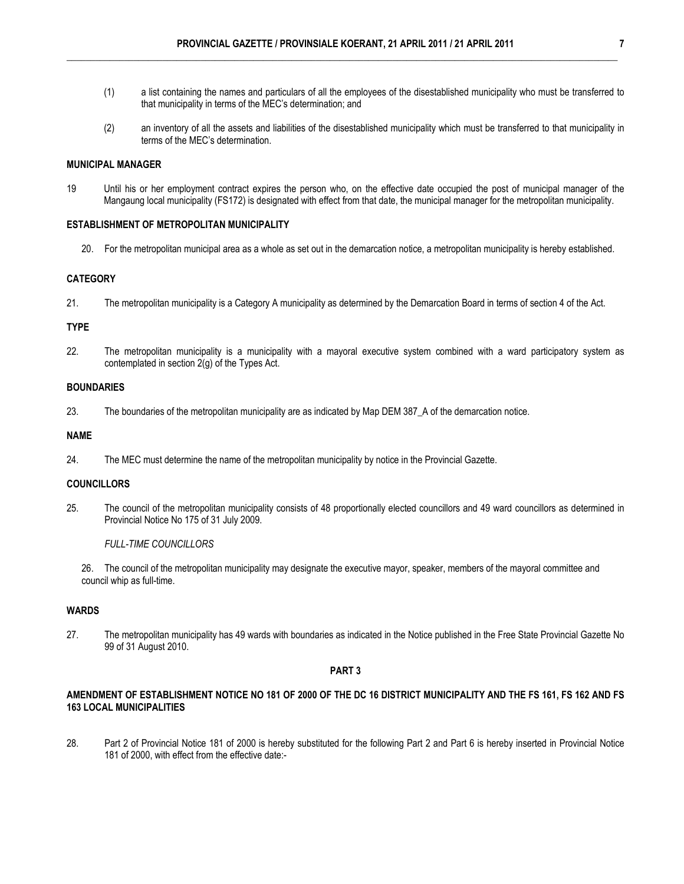(1) a list containing the names and particulars of all the employees of the disestablished municipality who must be transferred to that municipality in terms of the MEC's determination; and

(2) an inventory of all the assets and liabilities of the disestablished municipality which must be transferred to that municipality in terms of the MEC's determination.

**MUNICIPAL MANAGER**

19 Until his or her employment contract expires the person who, on the effective date occupied the post of municipal manager of the Mangaung local municipality (FS172) is designated with effect from that date, the municipal manager for the metropolitan municipality.

**ESTABLISHMENT OF METROPOLITAN MUNICIPALITY**

20. For the metropolitan municipal area as a whole as set out in the demarcation notice, a metropolitan municipality is hereby established.

**CATEGORY**

21. The metropolitan municipality is a Category A municipality as determined by the Demarcation Board in terms of section 4 of the Act.

**TYPE**

22. The metropolitan municipality is a municipality with a mayoral executive system combined with a ward participatory system as contemplated in section 2(g) of the Types Act.

**BOUNDARIES**

23. The boundaries of the metropolitan municipality are as indicated by Map DEM 387_A of the demarcation notice.

**NAME**

24. The MEC must determine the name of the metropolitan municipality by notice in the Provincial Gazette.

**COUNCILLORS**

25. The council of the metropolitan municipality consists of 48 proportionally elected councillors and 49 ward councillors as determined in Provincial Notice No 175 of 31 July 2009.

*FULL-TIME COUNCILLORS*

26. The council of the metropolitan municipality may designate the executive mayor, speaker, members of the mayoral committee and council whip as full-time.

**WARDS**

27. The metropolitan municipality has 49 wards with boundaries as indicated in the Notice published in the Free State Provincial Gazette No 99 of 31 August 2010.

**PART 3**

**AMENDMENT OF ESTABLISHMENT NOTICE NO 181 OF 2000 OF THE DC 16 DISTRICT MUNICIPALITY AND THE FS 161, FS 162 AND FS 163 LOCAL MUNICIPALITIES**

28. Part 2 of Provincial Notice 181 of 2000 is hereby substituted for the following Part 2 and Part 6 is hereby inserted in Provincial Notice 181 of 2000, with effect from the effective date:-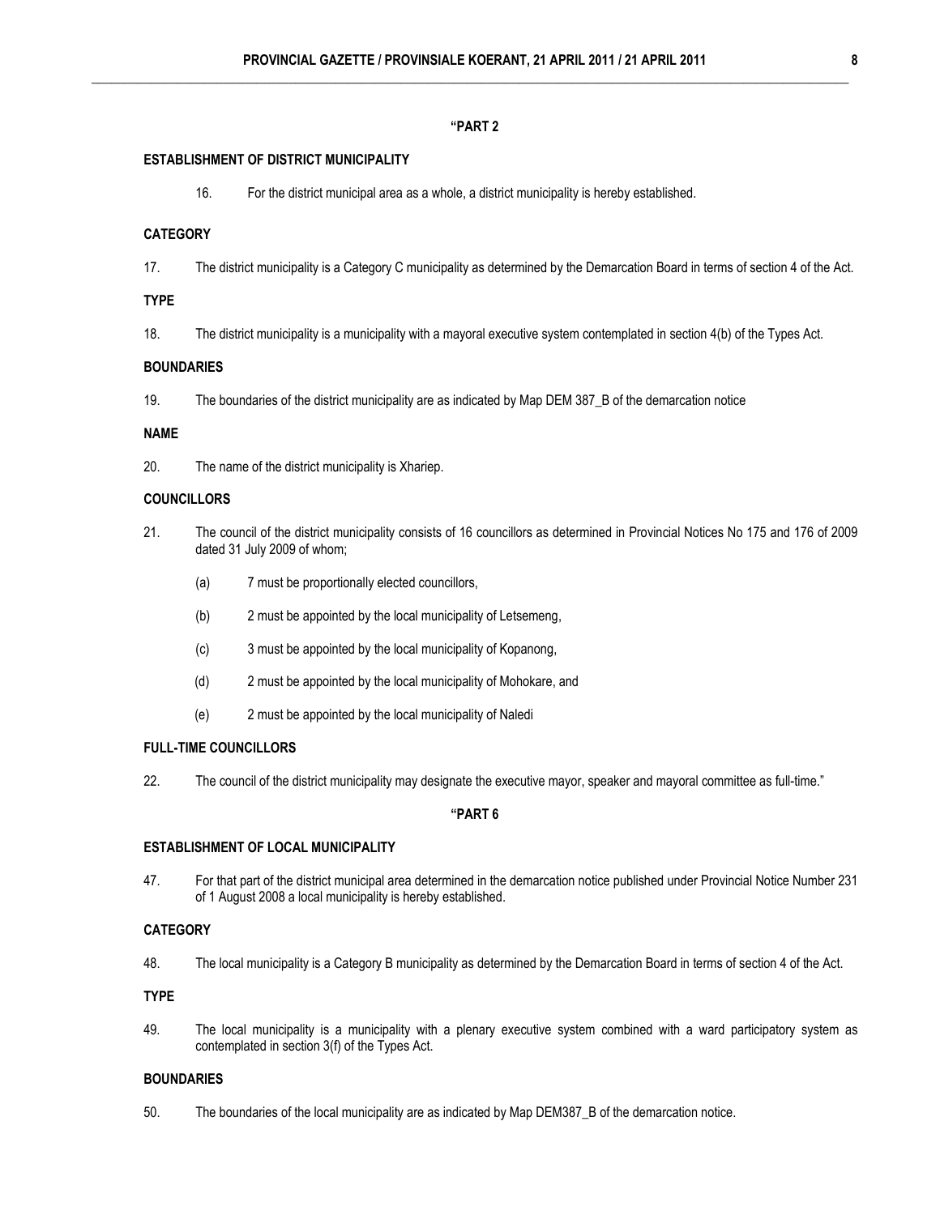**"PART 2**

**ESTABLISHMENT OF DISTRICT MUNICIPALITY**

16. For the district municipal area as a whole, a district municipality is hereby established.

**CATEGORY**

17. The district municipality is a Category C municipality as determined by the Demarcation Board in terms of section 4 of the Act.

**TYPE**

18. The district municipality is a municipality with a mayoral executive system contemplated in section 4(b) of the Types Act.

**BOUNDARIES**

19. The boundaries of the district municipality are as indicated by Map DEM 387_B of the demarcation notice

**NAME**

20. The name of the district municipality is Xhariep.

**COUNCILLORS**

21. The council of the district municipality consists of 16 councillors as determined in Provincial Notices No 175 and 176 of 2009 dated 31 July 2009 of whom;

(a) 7 must be proportionally elected councillors,

(b) 2 must be appointed by the local municipality of Letsemeng,

(c) 3 must be appointed by the local municipality of Kopanong,

(d) 2 must be appointed by the local municipality of Mohokare, and

(e) 2 must be appointed by the local municipality of Naledi

**FULL-TIME COUNCILLORS**

22. The council of the district municipality may designate the executive mayor, speaker and mayoral committee as full-time."

**"PART 6**

**ESTABLISHMENT OF LOCAL MUNICIPALITY**

47. For that part of the district municipal area determined in the demarcation notice published under Provincial Notice Number 231 of 1 August 2008 a local municipality is hereby established.

**CATEGORY**

48. The local municipality is a Category B municipality as determined by the Demarcation Board in terms of section 4 of the Act.

**TYPE**

49. The local municipality is a municipality with a plenary executive system combined with a ward participatory system as contemplated in section 3(f) of the Types Act.

**BOUNDARIES**

50. The boundaries of the local municipality are as indicated by Map DEM387_B of the demarcation notice.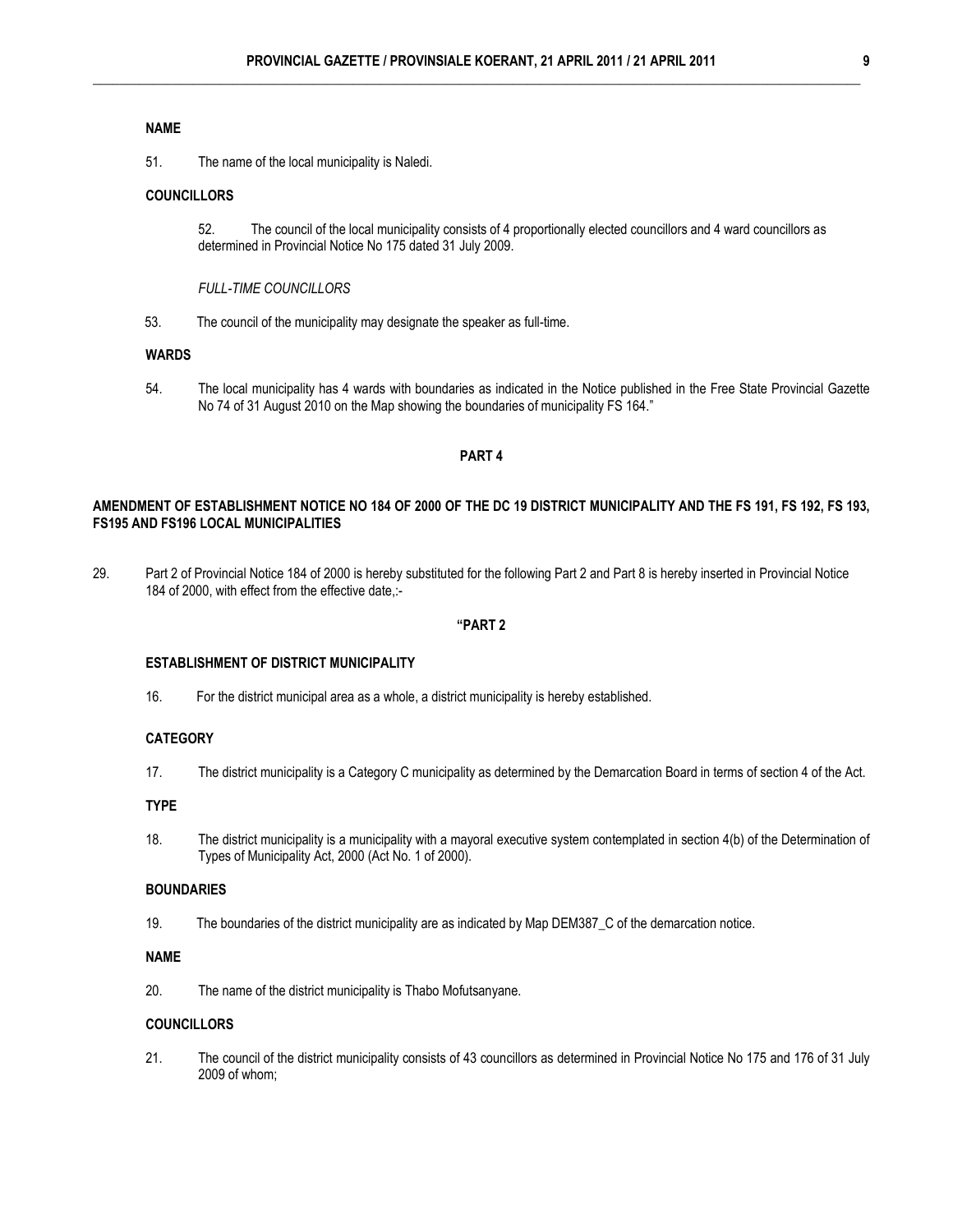**NAME**

51. The name of the local municipality is Naledi.

**COUNCILLORS**

52. The council of the local municipality consists of 4 proportionally elected councillors and 4 ward councillors as determined in Provincial Notice No 175 dated 31 July 2009.

*FULL-TIME COUNCILLORS*

53. The council of the municipality may designate the speaker as full-time.

**WARDS**

54. The local municipality has 4 wards with boundaries as indicated in the Notice published in the Free State Provincial Gazette No 74 of 31 August 2010 on the Map showing the boundaries of municipality FS 164."

**PART 4**

**AMENDMENT OF ESTABLISHMENT NOTICE NO 184 OF 2000 OF THE DC 19 DISTRICT MUNICIPALITY AND THE FS 191, FS 192, FS 193, FS195 AND FS196 LOCAL MUNICIPALITIES**

29. Part 2 of Provincial Notice 184 of 2000 is hereby substituted for the following Part 2 and Part 8 is hereby inserted in Provincial Notice 184 of 2000, with effect from the effective date,:-

**"PART 2**

**ESTABLISHMENT OF DISTRICT MUNICIPALITY**

16. For the district municipal area as a whole, a district municipality is hereby established.

**CATEGORY**

17. The district municipality is a Category C municipality as determined by the Demarcation Board in terms of section 4 of the Act.

**TYPE**

18. The district municipality is a municipality with a mayoral executive system contemplated in section 4(b) of the Determination of Types of Municipality Act, 2000 (Act No. 1 of 2000).

**BOUNDARIES**

19. The boundaries of the district municipality are as indicated by Map DEM387_C of the demarcation notice.

**NAME**

20. The name of the district municipality is Thabo Mofutsanyane.

**COUNCILLORS**

21. The council of the district municipality consists of 43 councillors as determined in Provincial Notice No 175 and 176 of 31 July 2009 of whom;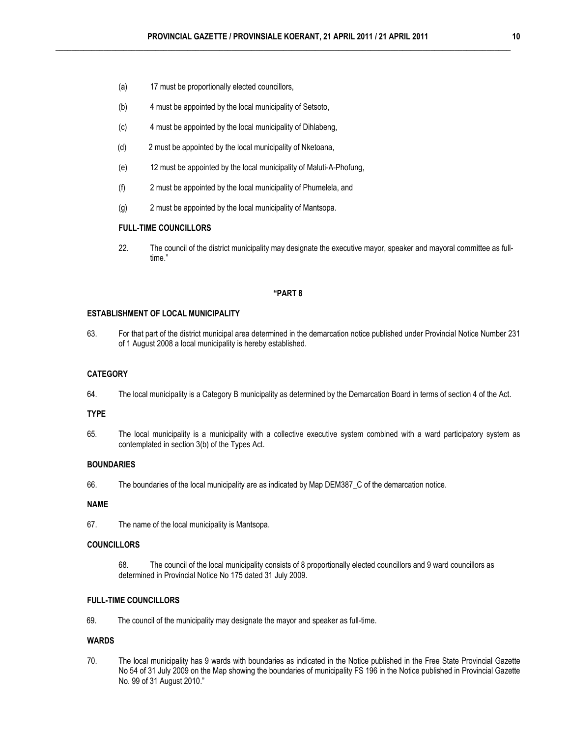(a) 17 must be proportionally elected councillors,

(b) 4 must be appointed by the local municipality of Setsoto,

(c) 4 must be appointed by the local municipality of Dihlabeng,

(d) 2 must be appointed by the local municipality of Nketoana,

(e) 12 must be appointed by the local municipality of Maluti-A-Phofung,

(f) 2 must be appointed by the local municipality of Phumelela, and

(g) 2 must be appointed by the local municipality of Mantsopa.

**FULL-TIME COUNCILLORS**

22. The council of the district municipality may designate the executive mayor, speaker and mayoral committee as full-time."

**"PART 8**

**ESTABLISHMENT OF LOCAL MUNICIPALITY**

63. For that part of the district municipal area determined in the demarcation notice published under Provincial Notice Number 231 of 1 August 2008 a local municipality is hereby established.

**CATEGORY**

64. The local municipality is a Category B municipality as determined by the Demarcation Board in terms of section 4 of the Act.

**TYPE**

65. The local municipality is a municipality with a collective executive system combined with a ward participatory system as contemplated in section 3(b) of the Types Act.

**BOUNDARIES**

66. The boundaries of the local municipality are as indicated by Map DEM387_C of the demarcation notice.

**NAME**

67. The name of the local municipality is Mantsopa.

**COUNCILLORS**

68. The council of the local municipality consists of 8 proportionally elected councillors and 9 ward councillors as determined in Provincial Notice No 175 dated 31 July 2009.

**FULL-TIME COUNCILLORS**

69. The council of the municipality may designate the mayor and speaker as full-time.

**WARDS**

70. The local municipality has 9 wards with boundaries as indicated in the Notice published in the Free State Provincial Gazette No 54 of 31 July 2009 on the Map showing the boundaries of municipality FS 196 in the Notice published in Provincial Gazette No. 99 of 31 August 2010."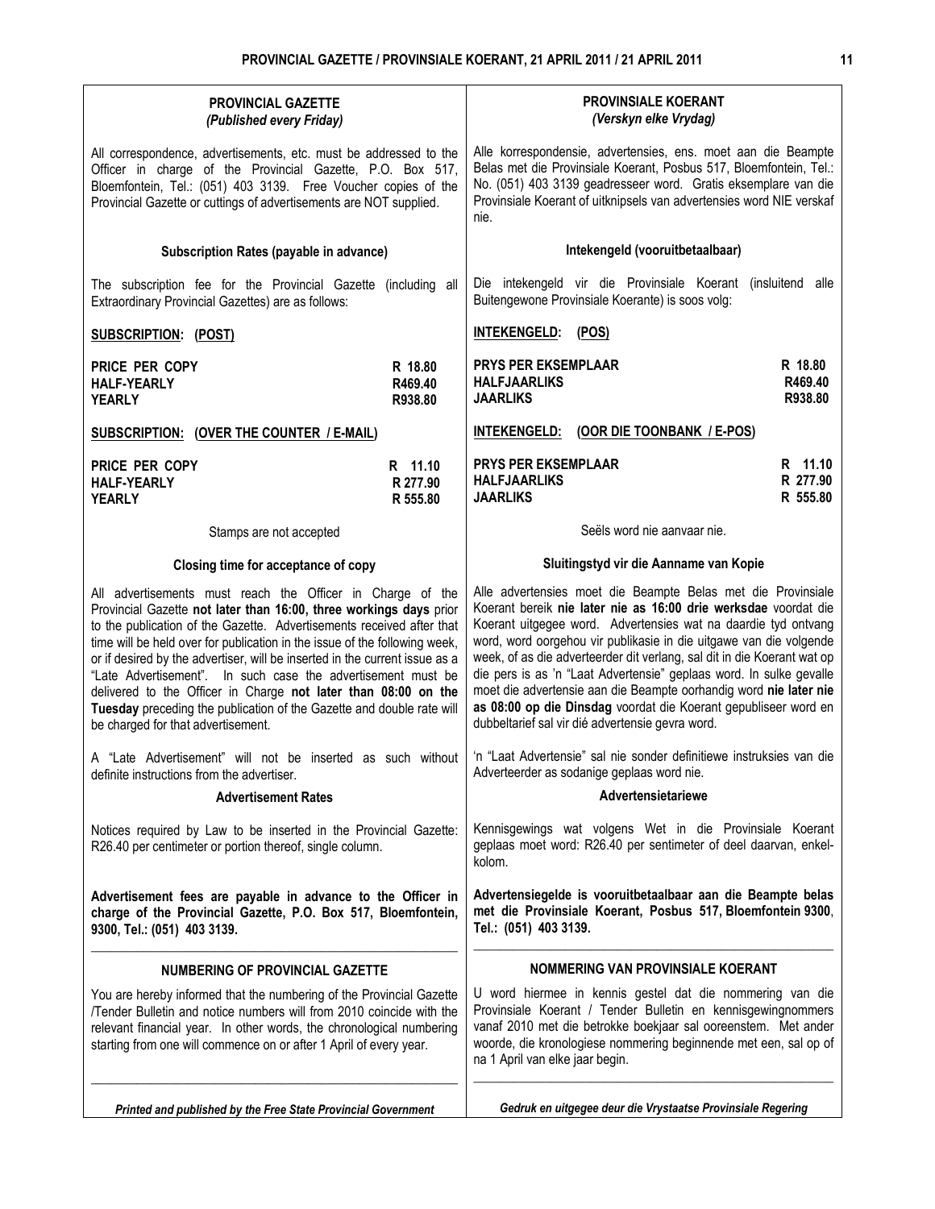## PROVINCIAL GAZETTE
*(Published every Friday)*

All correspondence, advertisements, etc. must be addressed to the Officer in charge of the Provincial Gazette, P.O. Box 517, Bloemfontein, Tel.: (051) 403 3139. Free Voucher copies of the Provincial Gazette or cuttings of advertisements are NOT supplied.

### Subscription Rates (payable in advance)

The subscription fee for the Provincial Gazette (including all Extraordinary Provincial Gazettes) are as follows:

**SUBSCRIPTION: (POST)**

| | |
|---|---|
| **PRICE PER COPY** | **R 18.80** |
| **HALF-YEARLY** | **R469.40** |
| **YEARLY** | **R938.80** |

**SUBSCRIPTION: (OVER THE COUNTER / E-MAIL)**

| | |
|---|---|
| **PRICE PER COPY** | **R 11.10** |
| **HALF-YEARLY** | **R 277.90** |
| **YEARLY** | **R 555.80** |

Stamps are not accepted

### Closing time for acceptance of copy

All advertisements must reach the Officer in Charge of the Provincial Gazette **not later than 16:00, three workings days** prior to the publication of the Gazette. Advertisements received after that time will be held over for publication in the issue of the following week, or if desired by the advertiser, will be inserted in the current issue as a "Late Advertisement". In such case the advertisement must be delivered to the Officer in Charge **not later than 08:00 on the Tuesday** preceding the publication of the Gazette and double rate will be charged for that advertisement.

A "Late Advertisement" will not be inserted as such without definite instructions from the advertiser.

### Advertisement Rates

Notices required by Law to be inserted in the Provincial Gazette: R26.40 per centimeter or portion thereof, single column.

**Advertisement fees are payable in advance to the Officer in charge of the Provincial Gazette, P.O. Box 517, Bloemfontein, 9300, Tel.: (051) 403 3139.**

### NUMBERING OF PROVINCIAL GAZETTE

You are hereby informed that the numbering of the Provincial Gazette /Tender Bulletin and notice numbers will from 2010 coincide with the relevant financial year. In other words, the chronological numbering starting from one will commence on or after 1 April of every year.

***Printed and published by the Free State Provincial Government***

## PROVINSIALE KOERANT
*(Verskyn elke Vrydag)*

Alle korrespondensie, advertensies, ens. moet aan die Beampte Belas met die Provinsiale Koerant, Posbus 517, Bloemfontein, Tel.: No. (051) 403 3139 geadresseer word. Gratis eksemplare van die Provinsiale Koerant of uitknipsels van advertensies word NIE verskaf nie.

### Intekengeld (vooruitbetaalbaar)

Die intekengeld vir die Provinsiale Koerant (insluitend alle Buitengewone Provinsiale Koerante) is soos volg:

**INTEKENGELD: (POS)**

| | |
|---|---|
| **PRYS PER EKSEMPLAAR** | **R 18.80** |
| **HALFJAARLIKS** | **R469.40** |
| **JAARLIKS** | **R938.80** |

**INTEKENGELD: (OOR DIE TOONBANK / E-POS)**

| | |
|---|---|
| **PRYS PER EKSEMPLAAR** | **R 11.10** |
| **HALFJAARLIKS** | **R 277.90** |
| **JAARLIKS** | **R 555.80** |

Seëls word nie aanvaar nie.

### Sluitingstyd vir die Aanname van Kopie

Alle advertensies moet die Beampte Belas met die Provinsiale Koerant bereik **nie later nie as 16:00 drie werksdae** voordat die Koerant uitgegee word. Advertensies wat na daardie tyd ontvang word, word oorgehou vir publikasie in die uitgawe van die volgende week, of as die adverteerder dit verlang, sal dit in die Koerant wat op die pers is as 'n "Laat Advertensie" geplaas word. In sulke gevalle moet die advertensie aan die Beampte oorhandig word **nie later nie as 08:00 op die Dinsdag** voordat die Koerant gepubliseer word en dubbeltarief sal vir dié advertensie gevra word.

'n "Laat Advertensie" sal nie sonder definitiewe instruksies van die Adverteerder as sodanige geplaas word nie.

### Advertensietariewe

Kennisgewings wat volgens Wet in die Provinsiale Koerant geplaas moet word: R26.40 per sentimeter of deel daarvan, enkel-kolom.

**Advertensiegelde is vooruitbetaalbaar aan die Beampte belas met die Provinsiale Koerant, Posbus 517, Bloemfontein 9300, Tel.: (051) 403 3139.**

### NOMMERING VAN PROVINSIALE KOERANT

U word hiermee in kennis gestel dat die nommering van die Provinsiale Koerant / Tender Bulletin en kennisgewingnommers vanaf 2010 met die betrokke boekjaar sal ooreenstem. Met ander woorde, die kronologiese nommering beginnende met een, sal op of na 1 April van elke jaar begin.

***Gedruk en uitgegee deur die Vrystaatse Provinsiale Regering***